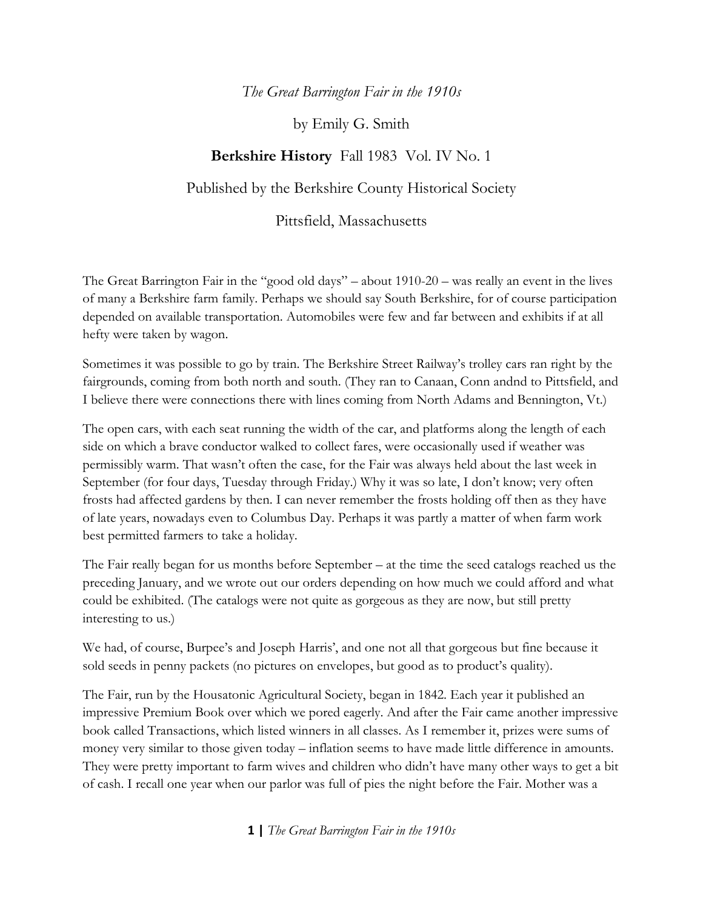*The Great Barrington Fair in the 1910s*

by Emily G. Smith

**Berkshire History** Fall 1983 Vol. IV No. 1

Published by the Berkshire County Historical Society

Pittsfield, Massachusetts

The Great Barrington Fair in the "good old days" – about 1910-20 – was really an event in the lives of many a Berkshire farm family. Perhaps we should say South Berkshire, for of course participation depended on available transportation. Automobiles were few and far between and exhibits if at all hefty were taken by wagon.

Sometimes it was possible to go by train. The Berkshire Street Railway's trolley cars ran right by the fairgrounds, coming from both north and south. (They ran to Canaan, Conn andnd to Pittsfield, and I believe there were connections there with lines coming from North Adams and Bennington, Vt.)

The open cars, with each seat running the width of the car, and platforms along the length of each side on which a brave conductor walked to collect fares, were occasionally used if weather was permissibly warm. That wasn't often the case, for the Fair was always held about the last week in September (for four days, Tuesday through Friday.) Why it was so late, I don't know; very often frosts had affected gardens by then. I can never remember the frosts holding off then as they have of late years, nowadays even to Columbus Day. Perhaps it was partly a matter of when farm work best permitted farmers to take a holiday.

The Fair really began for us months before September – at the time the seed catalogs reached us the preceding January, and we wrote out our orders depending on how much we could afford and what could be exhibited. (The catalogs were not quite as gorgeous as they are now, but still pretty interesting to us.)

We had, of course, Burpee's and Joseph Harris', and one not all that gorgeous but fine because it sold seeds in penny packets (no pictures on envelopes, but good as to product's quality).

The Fair, run by the Housatonic Agricultural Society, began in 1842. Each year it published an impressive Premium Book over which we pored eagerly. And after the Fair came another impressive book called Transactions, which listed winners in all classes. As I remember it, prizes were sums of money very similar to those given today – inflation seems to have made little difference in amounts. They were pretty important to farm wives and children who didn't have many other ways to get a bit of cash. I recall one year when our parlor was full of pies the night before the Fair. Mother was a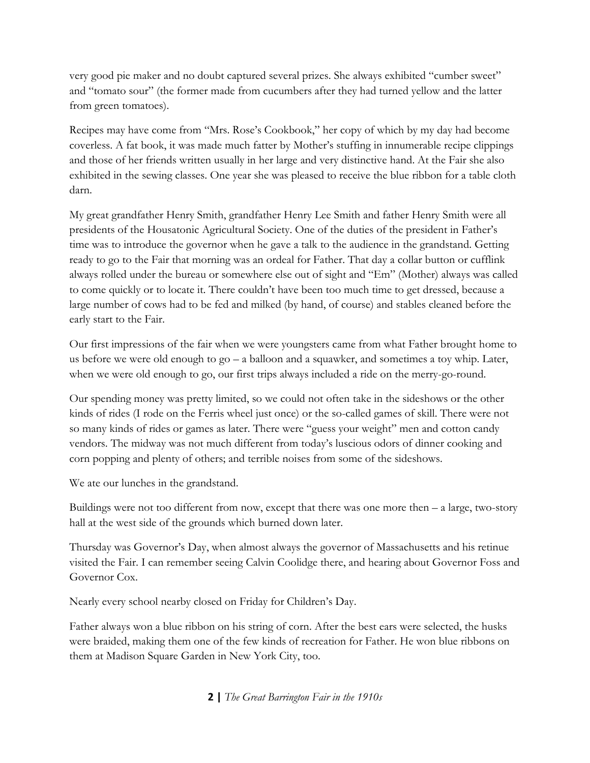very good pie maker and no doubt captured several prizes. She always exhibited "cumber sweet" and "tomato sour" (the former made from cucumbers after they had turned yellow and the latter from green tomatoes).

Recipes may have come from "Mrs. Rose's Cookbook," her copy of which by my day had become coverless. A fat book, it was made much fatter by Mother's stuffing in innumerable recipe clippings and those of her friends written usually in her large and very distinctive hand. At the Fair she also exhibited in the sewing classes. One year she was pleased to receive the blue ribbon for a table cloth darn.

My great grandfather Henry Smith, grandfather Henry Lee Smith and father Henry Smith were all presidents of the Housatonic Agricultural Society. One of the duties of the president in Father's time was to introduce the governor when he gave a talk to the audience in the grandstand. Getting ready to go to the Fair that morning was an ordeal for Father. That day a collar button or cufflink always rolled under the bureau or somewhere else out of sight and "Em" (Mother) always was called to come quickly or to locate it. There couldn't have been too much time to get dressed, because a large number of cows had to be fed and milked (by hand, of course) and stables cleaned before the early start to the Fair.

Our first impressions of the fair when we were youngsters came from what Father brought home to us before we were old enough to go – a balloon and a squawker, and sometimes a toy whip. Later, when we were old enough to go, our first trips always included a ride on the merry-go-round.

Our spending money was pretty limited, so we could not often take in the sideshows or the other kinds of rides (I rode on the Ferris wheel just once) or the so-called games of skill. There were not so many kinds of rides or games as later. There were "guess your weight" men and cotton candy vendors. The midway was not much different from today's luscious odors of dinner cooking and corn popping and plenty of others; and terrible noises from some of the sideshows.

We ate our lunches in the grandstand.

Buildings were not too different from now, except that there was one more then – a large, two-story hall at the west side of the grounds which burned down later.

Thursday was Governor's Day, when almost always the governor of Massachusetts and his retinue visited the Fair. I can remember seeing Calvin Coolidge there, and hearing about Governor Foss and Governor Cox.

Nearly every school nearby closed on Friday for Children's Day.

Father always won a blue ribbon on his string of corn. After the best ears were selected, the husks were braided, making them one of the few kinds of recreation for Father. He won blue ribbons on them at Madison Square Garden in New York City, too.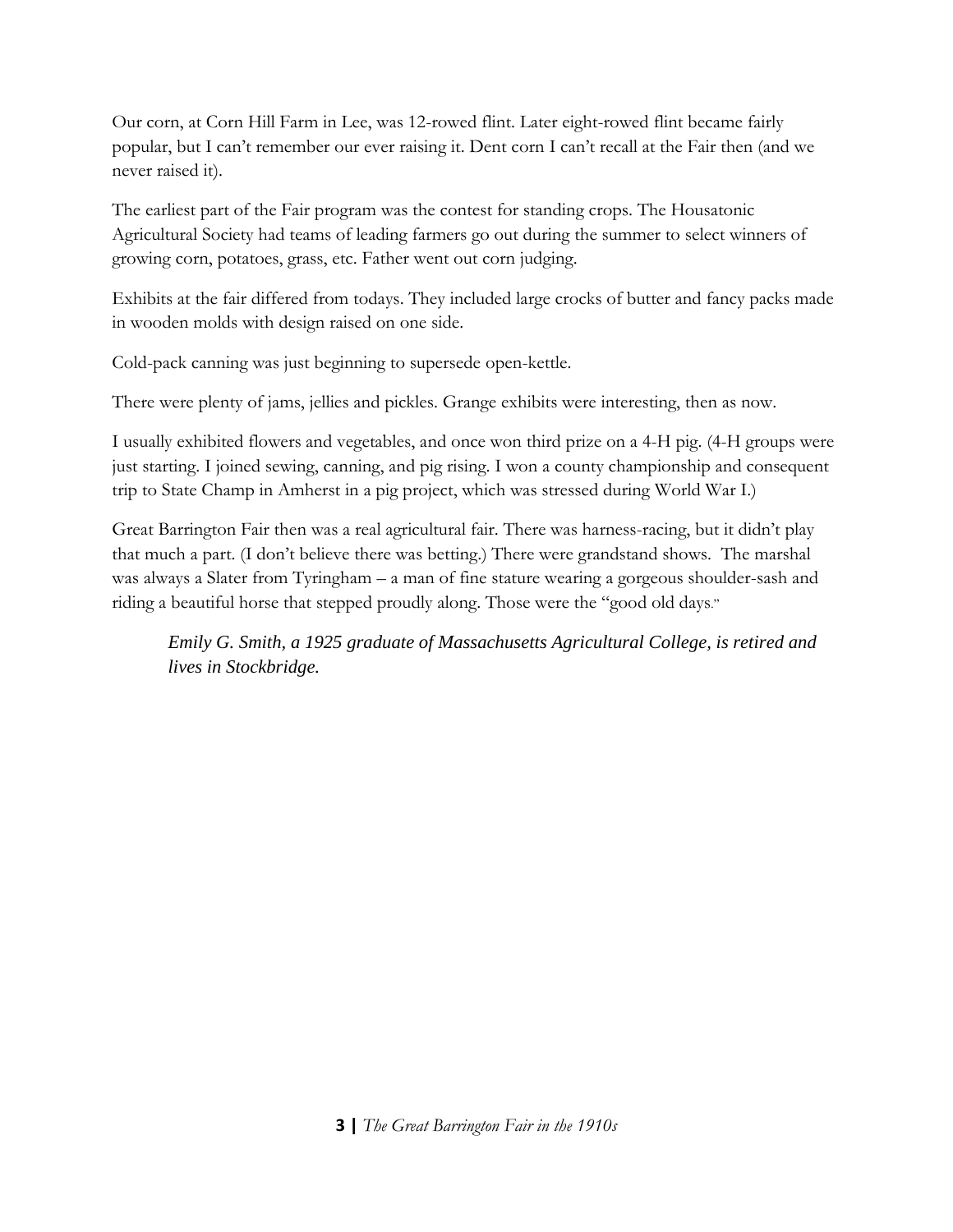Our corn, at Corn Hill Farm in Lee, was 12-rowed flint. Later eight-rowed flint became fairly popular, but I can't remember our ever raising it. Dent corn I can't recall at the Fair then (and we never raised it).

The earliest part of the Fair program was the contest for standing crops. The Housatonic Agricultural Society had teams of leading farmers go out during the summer to select winners of growing corn, potatoes, grass, etc. Father went out corn judging.

Exhibits at the fair differed from todays. They included large crocks of butter and fancy packs made in wooden molds with design raised on one side.

Cold-pack canning was just beginning to supersede open-kettle.

There were plenty of jams, jellies and pickles. Grange exhibits were interesting, then as now.

I usually exhibited flowers and vegetables, and once won third prize on a 4-H pig. (4-H groups were just starting. I joined sewing, canning, and pig rising. I won a county championship and consequent trip to State Champ in Amherst in a pig project, which was stressed during World War I.)

Great Barrington Fair then was a real agricultural fair. There was harness-racing, but it didn't play that much a part. (I don't believe there was betting.) There were grandstand shows. The marshal was always a Slater from Tyringham – a man of fine stature wearing a gorgeous shoulder-sash and riding a beautiful horse that stepped proudly along. Those were the "good old days."

*Emily G. Smith, a 1925 graduate of Massachusetts Agricultural College, is retired and lives in Stockbridge.*